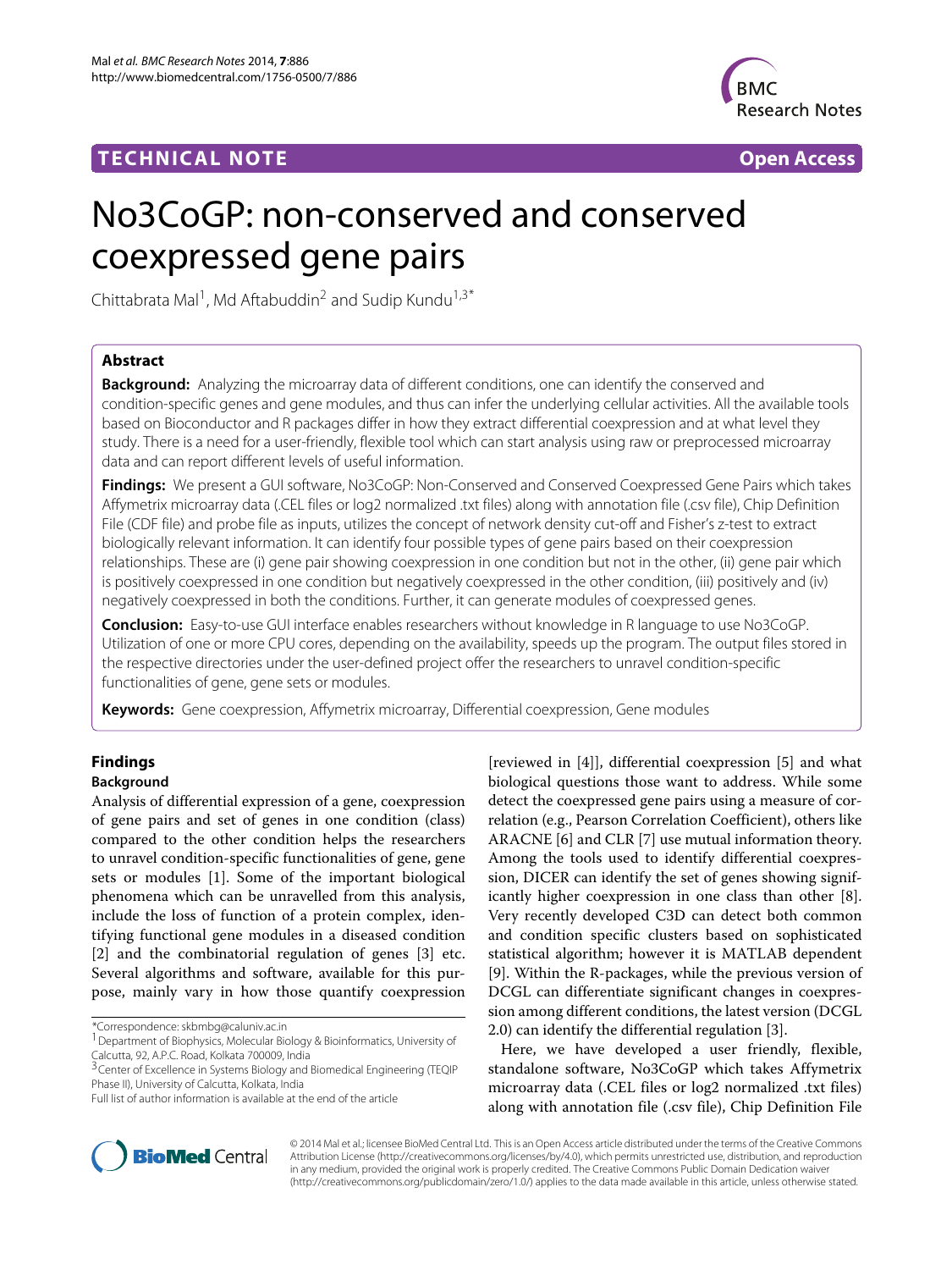**TECHNICAL NOTE** **Open Access**

# No3CoGP: non-conserved and conserved coexpressed gene pairs

Chittabrata Mal[1], Md Aftabuddin[2] and Sudip Kundu[1,3*]

## Abstract

**Background:** Analyzing the microarray data of different conditions, one can identify the conserved and condition-specific genes and gene modules, and thus can infer the underlying cellular activities. All the available tools based on Bioconductor and R packages differ in how they extract differential coexpression and at what level they study. There is a need for a user-friendly, flexible tool which can start analysis using raw or preprocessed microarray data and can report different levels of useful information.

**Findings:** We present a GUI software, No3CoGP: Non-Conserved and Conserved Coexpressed Gene Pairs which takes Affymetrix microarray data (.CEL files or log2 normalized .txt files) along with annotation file (.csv file), Chip Definition File (CDF file) and probe file as inputs, utilizes the concept of network density cut-off and Fisher's z-test to extract biologically relevant information. It can identify four possible types of gene pairs based on their coexpression relationships. These are (i) gene pair showing coexpression in one condition but not in the other, (ii) gene pair which is positively coexpressed in one condition but negatively coexpressed in the other condition, (iii) positively and (iv) negatively coexpressed in both the conditions. Further, it can generate modules of coexpressed genes.

**Conclusion:** Easy-to-use GUI interface enables researchers without knowledge in R language to use No3CoGP. Utilization of one or more CPU cores, depending on the availability, speeds up the program. The output files stored in the respective directories under the user-defined project offer the researchers to unravel condition-specific functionalities of gene, gene sets or modules.

**Keywords:** Gene coexpression, Affymetrix microarray, Differential coexpression, Gene modules

## Findings

### Background

Analysis of differential expression of a gene, coexpression of gene pairs and set of genes in one condition (class) compared to the other condition helps the researchers to unravel condition-specific functionalities of gene, gene sets or modules [1]. Some of the important biological phenomena which can be unravelled from this analysis, include the loss of function of a protein complex, identifying functional gene modules in a diseased condition [2] and the combinatorial regulation of genes [3] etc. Several algorithms and software, available for this purpose, mainly vary in how those quantify coexpression [reviewed in [4]], differential coexpression [5] and what biological questions those want to address. While some detect the coexpressed gene pairs using a measure of correlation (e.g., Pearson Correlation Coefficient), others like ARACNE [6] and CLR [7] use mutual information theory. Among the tools used to identify differential coexpression, DICER can identify the set of genes showing significantly higher coexpression in one class than other [8]. Very recently developed C3D can detect both common and condition specific clusters based on sophisticated statistical algorithm; however it is MATLAB dependent [9]. Within the R-packages, while the previous version of DCGL can differentiate significant changes in coexpression among different conditions, the latest version (DCGL 2.0) can identify the differential regulation [3].

Here, we have developed a user friendly, flexible, standalone software, No3CoGP which takes Affymetrix microarray data (.CEL files or log2 normalized .txt files) along with annotation file (.csv file), Chip Definition File

*Correspondence: skbmbg@caluniv.ac.in
[1] Department of Biophysics, Molecular Biology & Bioinformatics, University of Calcutta, 92, A.P.C. Road, Kolkata 700009, India
[3] Center of Excellence in Systems Biology and Biomedical Engineering (TEQIP Phase II), University of Calcutta, Kolkata, India
Full list of author information is available at the end of the article

© 2014 Mal et al.; licensee BioMed Central Ltd. This is an Open Access article distributed under the terms of the Creative Commons Attribution License (http://creativecommons.org/licenses/by/4.0), which permits unrestricted use, distribution, and reproduction in any medium, provided the original work is properly credited. The Creative Commons Public Domain Dedication waiver (http://creativecommons.org/publicdomain/zero/1.0/) applies to the data made available in this article, unless otherwise stated.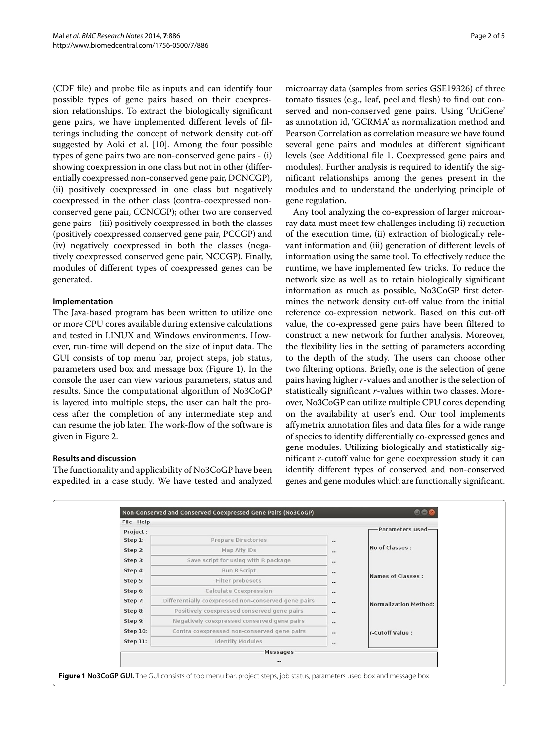(CDF file) and probe file as inputs and can identify four possible types of gene pairs based on their coexpression relationships. To extract the biologically significant gene pairs, we have implemented different levels of filterings including the concept of network density cut-off suggested by Aoki et al. [10]. Among the four possible types of gene pairs two are non-conserved gene pairs - (i) showing coexpression in one class but not in other (differentially coexpressed non-conserved gene pair, DCNCGP), (ii) positively coexpressed in one class but negatively coexpressed in the other class (contra-coexpressed non-conserved gene pair, CCNCGP); other two are conserved gene pairs - (iii) positively coexpressed in both the classes (positively coexpressed conserved gene pair, PCCGP) and (iv) negatively coexpressed in both the classes (negatively coexpressed conserved gene pair, NCCGP). Finally, modules of different types of coexpressed genes can be generated.

### Implementation

The Java-based program has been written to utilize one or more CPU cores available during extensive calculations and tested in LINUX and Windows environments. However, run-time will depend on the size of input data. The GUI consists of top menu bar, project steps, job status, parameters used box and message box (Figure 1). In the console the user can view various parameters, status and results. Since the computational algorithm of No3CoGP is layered into multiple steps, the user can halt the process after the completion of any intermediate step and can resume the job later. The work-flow of the software is given in Figure 2.

### Results and discussion

The functionality and applicability of No3CoGP have been expedited in a case study. We have tested and analyzed microarray data (samples from series GSE19326) of three tomato tissues (e.g., leaf, peel and flesh) to find out conserved and non-conserved gene pairs. Using 'UniGene' as annotation id, 'GCRMA' as normalization method and Pearson Correlation as correlation measure we have found several gene pairs and modules at different significant levels (see Additional file 1. Coexpressed gene pairs and modules). Further analysis is required to identify the significant relationships among the genes present in the modules and to understand the underlying principle of gene regulation.

Any tool analyzing the co-expression of larger microarray data must meet few challenges including (i) reduction of the execution time, (ii) extraction of biologically relevant information and (iii) generation of different levels of information using the same tool. To effectively reduce the runtime, we have implemented few tricks. To reduce the network size as well as to retain biologically significant information as much as possible, No3CoGP first determines the network density cut-off value from the initial reference co-expression network. Based on this cut-off value, the co-expressed gene pairs have been filtered to construct a new network for further analysis. Moreover, the flexibility lies in the setting of parameters according to the depth of the study. The users can choose other two filtering options. Briefly, one is the selection of gene pairs having higher *r*-values and another is the selection of statistically significant *r*-values within two classes. Moreover, No3CoGP can utilize multiple CPU cores depending on the availability at user's end. Our tool implements affymetrix annotation files and data files for a wide range of species to identify differentially co-expressed genes and gene modules. Utilizing biologically and statistically significant *r*-cutoff value for gene coexpression study it can identify different types of conserved and non-conserved genes and gene modules which are functionally significant.

**Figure 1 No3CoGP GUI.** The GUI consists of top menu bar, project steps, job status, parameters used box and message box.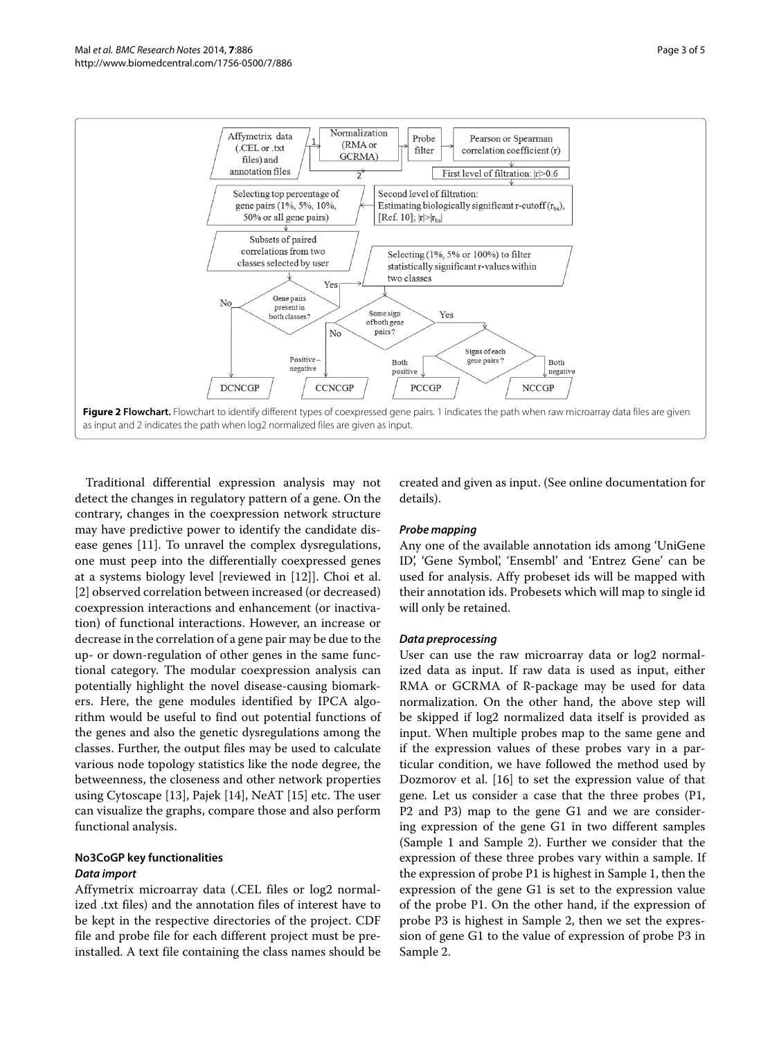**Figure 2 Flowchart.** Flowchart to identify different types of coexpressed gene pairs. 1 indicates the path when raw microarray data files are given as input and 2 indicates the path when log2 normalized files are given as input.

Traditional differential expression analysis may not detect the changes in regulatory pattern of a gene. On the contrary, changes in the coexpression network structure may have predictive power to identify the candidate disease genes [11]. To unravel the complex dysregulations, one must peep into the differentially coexpressed genes at a systems biology level [reviewed in [12]]. Choi et al. [2] observed correlation between increased (or decreased) coexpression interactions and enhancement (or inactivation) of functional interactions. However, an increase or decrease in the correlation of a gene pair may be due to the up- or down-regulation of other genes in the same functional category. The modular coexpression analysis can potentially highlight the novel disease-causing biomarkers. Here, the gene modules identified by IPCA algorithm would be useful to find out potential functions of the genes and also the genetic dysregulations among the classes. Further, the output files may be used to calculate various node topology statistics like the node degree, the betweenness, the closeness and other network properties using Cytoscape [13], Pajek [14], NeAT [15] etc. The user can visualize the graphs, compare those and also perform functional analysis.

## No3CoGP key functionalities

### Data import

Affymetrix microarray data (.CEL files or log2 normalized .txt files) and the annotation files of interest have to be kept in the respective directories of the project. CDF file and probe file for each different project must be preinstalled. A text file containing the class names should be created and given as input. (See online documentation for details).

### Probe mapping

Any one of the available annotation ids among 'UniGene ID', 'Gene Symbol', 'Ensembl' and 'Entrez Gene' can be used for analysis. Affy probeset ids will be mapped with their annotation ids. Probesets which will map to single id will only be retained.

### Data preprocessing

User can use the raw microarray data or log2 normalized data as input. If raw data is used as input, either RMA or GCRMA of R-package may be used for data normalization. On the other hand, the above step will be skipped if log2 normalized data itself is provided as input. When multiple probes map to the same gene and if the expression values of these probes vary in a particular condition, we have followed the method used by Dozmorov et al. [16] to set the expression value of that gene. Let us consider a case that the three probes (P1, P2 and P3) map to the gene G1 and we are considering expression of the gene G1 in two different samples (Sample 1 and Sample 2). Further we consider that the expression of these three probes vary within a sample. If the expression of probe P1 is highest in Sample 1, then the expression of the gene G1 is set to the expression value of the probe P1. On the other hand, if the expression of probe P3 is highest in Sample 2, then we set the expression of gene G1 to the value of expression of probe P3 in Sample 2.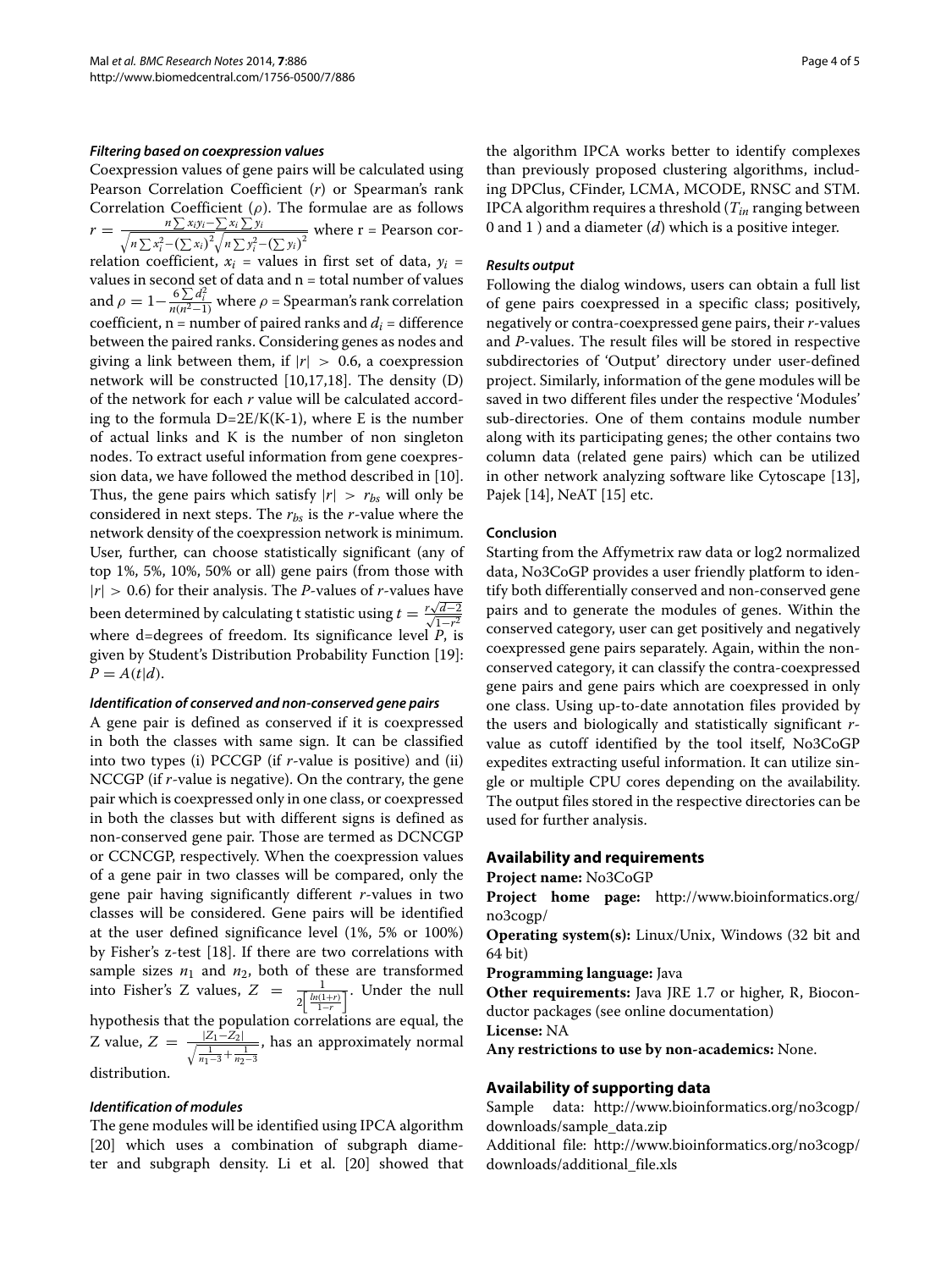#### *Filtering based on coexpression values*

Coexpression values of gene pairs will be calculated using Pearson Correlation Coefficient ($r$) or Spearman's rank Correlation Coefficient ($\rho$). The formulae are as follows $r = \frac{n\sum x_i y_i - \sum x_i \sum y_i}{\sqrt{n\sum x_i^2 - (\sum x_i)^2}\sqrt{n\sum y_i^2 - (\sum y_i)^2}}$ where r = Pearson correlation coefficient, $x_i$ = values in first set of data, $y_i$ = values in second set of data and n = total number of values and $\rho = 1 - \frac{6\sum d_i^2}{n(n^2-1)}$ where $\rho$ = Spearman's rank correlation coefficient, n = number of paired ranks and $d_i$ = difference between the paired ranks. Considering genes as nodes and giving a link between them, if $|r| > 0.6$, a coexpression network will be constructed [10,17,18]. The density (D) of the network for each $r$ value will be calculated according to the formula D=2E/K(K-1), where E is the number of actual links and K is the number of non singleton nodes. To extract useful information from gene coexpression data, we have followed the method described in [10]. Thus, the gene pairs which satisfy $|r| > r_{bs}$ will only be considered in next steps. The $r_{bs}$ is the $r$-value where the network density of the coexpression network is minimum. User, further, can choose statistically significant (any of top 1%, 5%, 10%, 50% or all) gene pairs (from those with $|r| > 0.6$) for their analysis. The *P*-values of $r$-values have been determined by calculating t statistic using $t = \frac{r\sqrt{d-2}}{\sqrt{1-r^2}}$ where d=degrees of freedom. Its significance level $P$, is given by Student's Distribution Probability Function [19]: $P = A(t|d)$.

#### *Identification of conserved and non-conserved gene pairs*

A gene pair is defined as conserved if it is coexpressed in both the classes with same sign. It can be classified into two types (i) PCCGP (if $r$-value is positive) and (ii) NCCGP (if $r$-value is negative). On the contrary, the gene pair which is coexpressed only in one class, or coexpressed in both the classes but with different signs is defined as non-conserved gene pair. Those are termed as DCNCGP or CCNCGP, respectively. When the coexpression values of a gene pair in two classes will be compared, only the gene pair having significantly different $r$-values in two classes will be considered. Gene pairs will be identified at the user defined significance level (1%, 5% or 100%) by Fisher's z-test [18]. If there are two correlations with sample sizes $n_1$ and $n_2$, both of these are transformed into Fisher's Z values, $Z = \frac{1}{2\left[\frac{ln(1+r)}{1-r}\right]}$. Under the null hypothesis that the population correlations are equal, the Z value, $Z = \frac{|Z_1 - Z_2|}{\sqrt{\frac{1}{n_1-3} + \frac{1}{n_2-3}}}$, has an approximately normal distribution.

#### *Identification of modules*

The gene modules will be identified using IPCA algorithm [20] which uses a combination of subgraph diameter and subgraph density. Li et al. [20] showed that the algorithm IPCA works better to identify complexes than previously proposed clustering algorithms, including DPClus, CFinder, LCMA, MCODE, RNSC and STM. IPCA algorithm requires a threshold ($T_{in}$ ranging between 0 and 1 ) and a diameter ($d$) which is a positive integer.

#### *Results output*

Following the dialog windows, users can obtain a full list of gene pairs coexpressed in a specific class; positively, negatively or contra-coexpressed gene pairs, their $r$-values and *P*-values. The result files will be stored in respective subdirectories of 'Output' directory under user-defined project. Similarly, information of the gene modules will be saved in two different files under the respective 'Modules' sub-directories. One of them contains module number along with its participating genes; the other contains two column data (related gene pairs) which can be utilized in other network analyzing software like Cytoscape [13], Pajek [14], NeAT [15] etc.

#### Conclusion

Starting from the Affymetrix raw data or log2 normalized data, No3CoGP provides a user friendly platform to identify both differentially conserved and non-conserved gene pairs and to generate the modules of genes. Within the conserved category, user can get positively and negatively coexpressed gene pairs separately. Again, within the non-conserved category, it can classify the contra-coexpressed gene pairs and gene pairs which are coexpressed in only one class. Using up-to-date annotation files provided by the users and biologically and statistically significant $r$-value as cutoff identified by the tool itself, No3CoGP expedites extracting useful information. It can utilize single or multiple CPU cores depending on the availability. The output files stored in the respective directories can be used for further analysis.

## Availability and requirements

**Project name:** No3CoGP

**Project home page:** http://www.bioinformatics.org/no3cogp/

**Operating system(s):** Linux/Unix, Windows (32 bit and 64 bit)

**Programming language:** Java

**Other requirements:** Java JRE 1.7 or higher, R, Bioconductor packages (see online documentation)

**License:** NA

**Any restrictions to use by non-academics:** None.

## Availability of supporting data

Sample data: http://www.bioinformatics.org/no3cogp/downloads/sample_data.zip

Additional file: http://www.bioinformatics.org/no3cogp/downloads/additional_file.xls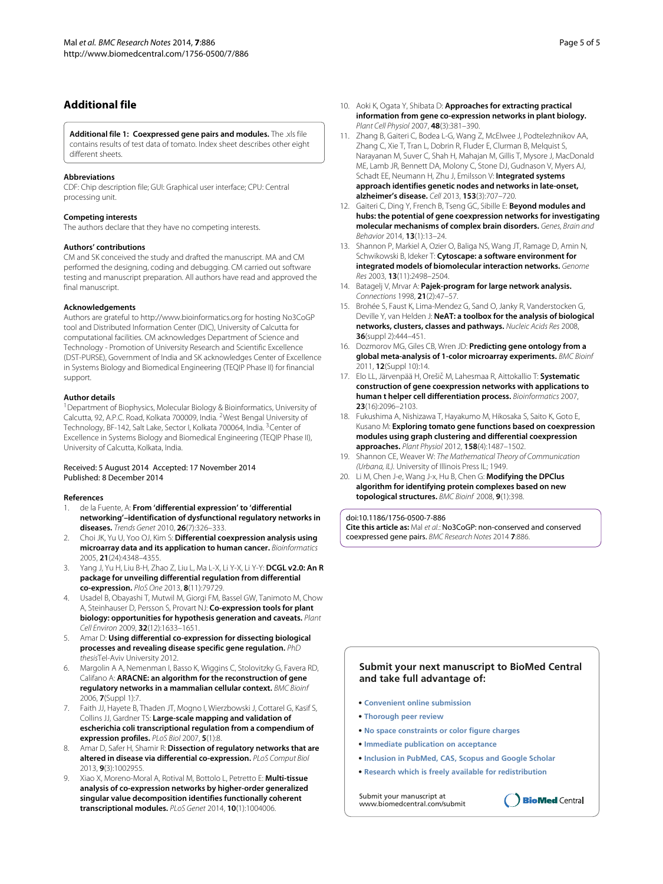## Additional file

**Additional file 1: Coexpressed gene pairs and modules.** The .xls file contains results of test data of tomato. Index sheet describes other eight different sheets.

### Abbreviations

CDF: Chip description file; GUI: Graphical user interface; CPU: Central processing unit.

### Competing interests

The authors declare that they have no competing interests.

### Authors' contributions

CM and SK conceived the study and drafted the manuscript. MA and CM performed the designing, coding and debugging. CM carried out software testing and manuscript preparation. All authors have read and approved the final manuscript.

### Acknowledgements

Authors are grateful to http://www.bioinformatics.org for hosting No3CoGP tool and Distributed Information Center (DIC), University of Calcutta for computational facilities. CM acknowledges Department of Science and Technology - Promotion of University Research and Scientific Excellence (DST-PURSE), Government of India and SK acknowledges Center of Excellence in Systems Biology and Biomedical Engineering (TEQIP Phase II) for financial support.

### Author details

[1]Department of Biophysics, Molecular Biology & Bioinformatics, University of Calcutta, 92, A.P.C. Road, Kolkata 700009, India. [2]West Bengal University of Technology, BF-142, Salt Lake, Sector I, Kolkata 700064, India. [3]Center of Excellence in Systems Biology and Biomedical Engineering (TEQIP Phase II), University of Calcutta, Kolkata, India.

Received: 5 August 2014 Accepted: 17 November 2014
Published: 8 December 2014

### References

1. de la Fuente, A: **From 'differential expression' to 'differential networking'–identification of dysfunctional regulatory networks in diseases.** *Trends Genet* 2010, **26**(7):326–333.
2. Choi JK, Yu U, Yoo OJ, Kim S: **Differential coexpression analysis using microarray data and its application to human cancer.** *Bioinformatics* 2005, **21**(24):4348–4355.
3. Yang J, Yu H, Liu B-H, Zhao Z, Liu L, Ma L-X, Li Y-X, Li Y-Y: **DCGL v2.0: An R package for unveiling differential regulation from differential co-expression.** *PloS One* 2013, **8**(11):79729.
4. Usadel B, Obayashi T, Mutwil M, Giorgi FM, Bassel GW, Tanimoto M, Chow A, Steinhauser D, Persson S, Provart NJ: **Co-expression tools for plant biology: opportunities for hypothesis generation and caveats.** *Plant Cell Environ* 2009, **32**(12):1633–1651.
5. Amar D: **Using differential co-expression for dissecting biological processes and revealing disease specific gene regulation.** *PhD thesis*Tel-Aviv University 2012.
6. Margolin A A, Nemenman I, Basso K, Wiggins C, Stolovitzky G, Favera RD, Califano A: **ARACNE: an algorithm for the reconstruction of gene regulatory networks in a mammalian cellular context.** *BMC Bioinf* 2006, **7**(Suppl 1):7.
7. Faith JJ, Hayete B, Thaden JT, Mogno I, Wierzbowski J, Cottarel G, Kasif S, Collins JJ, Gardner TS: **Large-scale mapping and validation of escherichia coli transcriptional regulation from a compendium of expression profiles.** *PLoS Biol* 2007, **5**(1):8.
8. Amar D, Safer H, Shamir R: **Dissection of regulatory networks that are altered in disease via differential co-expression.** *PLoS Comput Biol* 2013, **9**(3):1002955.
9. Xiao X, Moreno-Moral A, Rotival M, Bottolo L, Petretto E: **Multi-tissue analysis of co-expression networks by higher-order generalized singular value decomposition identifies functionally coherent transcriptional modules.** *PLoS Genet* 2014, **10**(1):1004006.
10. Aoki K, Ogata Y, Shibata D: **Approaches for extracting practical information from gene co-expression networks in plant biology.** *Plant Cell Physiol* 2007, **48**(3):381–390.
11. Zhang B, Gaiteri C, Bodea L-G, Wang Z, McElwee J, Podtelezhnikov AA, Zhang C, Xie T, Tran L, Dobrin R, Fluder E, Clurman B, Melquist S, Narayanan M, Suver C, Shah H, Mahajan M, Gillis T, Mysore J, MacDonald ME, Lamb JR, Bennett DA, Molony C, Stone DJ, Gudnason V, Myers AJ, Schadt EE, Neumann H, Zhu J, Emilsson V: **Integrated systems approach identifies genetic nodes and networks in late-onset, alzheimer's disease.** *Cell* 2013, **153**(3):707–720.
12. Gaiteri C, Ding Y, French B, Tseng GC, Sibille E: **Beyond modules and hubs: the potential of gene coexpression networks for investigating molecular mechanisms of complex brain disorders.** *Genes, Brain and Behavior* 2014, **13**(1):13–24.
13. Shannon P, Markiel A, Ozier O, Baliga NS, Wang JT, Ramage D, Amin N, Schwikowski B, Ideker T: **Cytoscape: a software environment for integrated models of biomolecular interaction networks.** *Genome Res* 2003, **13**(11):2498–2504.
14. Batagelj V, Mrvar A: **Pajek-program for large network analysis.** *Connections* 1998, **21**(2):47–57.
15. Brohée S, Faust K, Lima-Mendez G, Sand O, Janky R, Vanderstocken G, Deville Y, van Helden J: **NeAT: a toolbox for the analysis of biological networks, clusters, classes and pathways.** *Nucleic Acids Res* 2008, **36**(suppl 2):444–451.
16. Dozmorov MG, Giles CB, Wren JD: **Predicting gene ontology from a global meta-analysis of 1-color microarray experiments.** *BMC Bioinf* 2011, **12**(Suppl 10):14.
17. Elo LL, Järvenpää H, Orešič M, Lahesmaa R, Aittokallio T: **Systematic construction of gene coexpression networks with applications to human t helper cell differentiation process.** *Bioinformatics* 2007, **23**(16):2096–2103.
18. Fukushima A, Nishizawa T, Hayakumo M, Hikosaka S, Saito K, Goto E, Kusano M: **Exploring tomato gene functions based on coexpression modules using graph clustering and differential coexpression approaches.** *Plant Physiol* 2012, **158**(4):1487–1502.
19. Shannon CE, Weaver W: *The Mathematical Theory of Communication (Urbana, IL).* University of Illinois Press IL; 1949.
20. Li M, Chen J-e, Wang J-x, Hu B, Chen G: **Modifying the DPClus algorithm for identifying protein complexes based on new topological structures.** *BMC Bioinf* 2008, **9**(1):398.

doi:10.1186/1756-0500-7-886
**Cite this article as:** Mal *et al.*: No3CoGP: non-conserved and conserved coexpressed gene pairs. *BMC Research Notes* 2014 **7**:886.

**Submit your next manuscript to BioMed Central and take full advantage of:**

- **Convenient online submission**
- **Thorough peer review**
- **No space constraints or color figure charges**
- **Immediate publication on acceptance**
- **Inclusion in PubMed, CAS, Scopus and Google Scholar**
- **Research which is freely available for redistribution**

Submit your manuscript at
www.biomedcentral.com/submit

BioMed Central